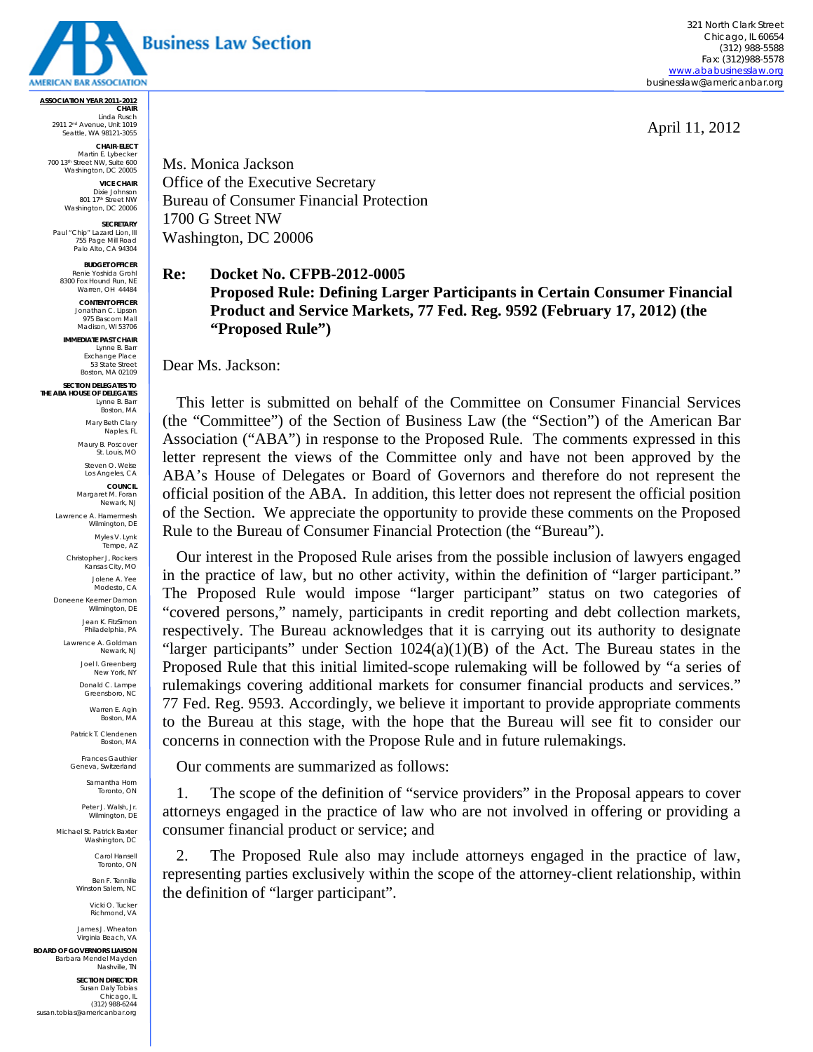**Business Law Section**

AMERICAN BAR ASSOCIATION

321 North Clark Street
Chicago, IL 60654
(312) 988-5588
Fax: (312)988-5578
www.ababusinesslaw.org
businesslaw@americanbar.org

**ASSOCIATION YEAR 2011-2012**

**CHAIR**
Linda Rusch
2911 2nd Avenue, Unit 1019
Seattle, WA 98121-3055

**CHAIR-ELECT**
Martin E. Lybecker
700 13th Street NW, Suite 600
Washington, DC 20005

**VICE CHAIR**
Dixie Johnson
801 17th Street NW
Washington, DC 20006

**SECRETARY**
Paul "Chip" Lazard Lion, III
755 Page Mill Road
Palo Alto, CA 94304

**BUDGET OFFICER**
Renie Yoshida Grohl
8300 Fox Hound Run, NE
Warren, OH 44484

**CONTENT OFFICER**
Jonathan C. Lipson
975 Bascom Mall
Madison, WI 53706

**IMMEDIATE PAST CHAIR**
Lynne B. Barr
Exchange Place
53 State Street
Boston, MA 02109

**SECTION DELEGATES TO THE ABA HOUSE OF DELEGATES**
Lynne B. Barr, Boston, MA
Mary Beth Clary, Naples, FL
Maury B. Poscover, St. Louis, MO
Steven O. Weise, Los Angeles, CA

**COUNCIL**
Margaret M. Foran, Newark, NJ
Lawrence A. Hamermesh, Wilmington, DE
Myles V. Lynk, Tempe, AZ
Christopher J. Rockers, Kansas City, MO
Jolene A. Yee, Modesto, CA
Doneene Keemer Damon, Wilmington, DE
Jean K. FitzSimon, Philadelphia, PA
Lawrence A. Goldman, Newark, NJ
Joel I. Greenberg, New York, NY
Donald C. Lampe, Greensboro, NC
Warren E. Agin, Boston, MA
Patrick T. Clendenen, Boston, MA
Frances Gauthier, Geneva, Switzerland
Samantha Horn, Toronto, ON
Peter J. Walsh, Jr., Wilmington, DE
Michael St. Patrick Baxter, Washington, DC
Carol Hansell, Toronto, ON
Ben F. Tennille, Winston Salem, NC
Vicki O. Tucker, Richmond, VA
James J. Wheaton, Virginia Beach, VA

**BOARD OF GOVERNORS LIAISON**
Barbara Mendel Mayden
Nashville, TN

**SECTION DIRECTOR**
Susan Daly Tobias
Chicago, IL
(312) 988-6244
susan.tobias@americanbar.org

April 11, 2012

Ms. Monica Jackson
Office of the Executive Secretary
Bureau of Consumer Financial Protection
1700 G Street NW
Washington, DC 20006

**Re: Docket No. CFPB-2012-0005**
**Proposed Rule: Defining Larger Participants in Certain Consumer Financial Product and Service Markets, 77 Fed. Reg. 9592 (February 17, 2012) (the "Proposed Rule")**

Dear Ms. Jackson:

This letter is submitted on behalf of the Committee on Consumer Financial Services (the "Committee") of the Section of Business Law (the "Section") of the American Bar Association ("ABA") in response to the Proposed Rule. The comments expressed in this letter represent the views of the Committee only and have not been approved by the ABA's House of Delegates or Board of Governors and therefore do not represent the official position of the ABA. In addition, this letter does not represent the official position of the Section. We appreciate the opportunity to provide these comments on the Proposed Rule to the Bureau of Consumer Financial Protection (the "Bureau").

Our interest in the Proposed Rule arises from the possible inclusion of lawyers engaged in the practice of law, but no other activity, within the definition of "larger participant." The Proposed Rule would impose "larger participant" status on two categories of "covered persons," namely, participants in credit reporting and debt collection markets, respectively. The Bureau acknowledges that it is carrying out its authority to designate "larger participants" under Section 1024(a)(1)(B) of the Act. The Bureau states in the Proposed Rule that this initial limited-scope rulemaking will be followed by "a series of rulemakings covering additional markets for consumer financial products and services." 77 Fed. Reg. 9593. Accordingly, we believe it important to provide appropriate comments to the Bureau at this stage, with the hope that the Bureau will see fit to consider our concerns in connection with the Propose Rule and in future rulemakings.

Our comments are summarized as follows:

1. The scope of the definition of "service providers" in the Proposal appears to cover attorneys engaged in the practice of law who are not involved in offering or providing a consumer financial product or service; and

2. The Proposed Rule also may include attorneys engaged in the practice of law, representing parties exclusively within the scope of the attorney-client relationship, within the definition of "larger participant".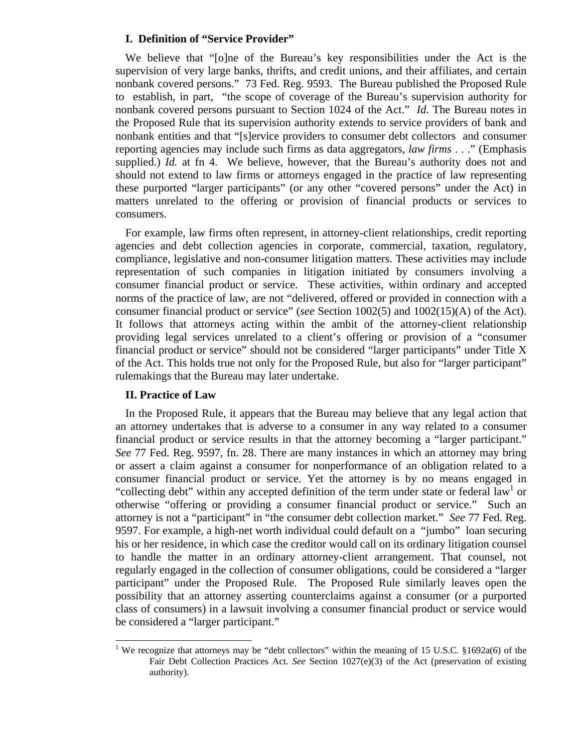## I. Definition of "Service Provider"

We believe that "[o]ne of the Bureau's key responsibilities under the Act is the supervision of very large banks, thrifts, and credit unions, and their affiliates, and certain nonbank covered persons." 73 Fed. Reg. 9593. The Bureau published the Proposed Rule to establish, in part, "the scope of coverage of the Bureau's supervision authority for nonbank covered persons pursuant to Section 1024 of the Act." *Id*. The Bureau notes in the Proposed Rule that its supervision authority extends to service providers of bank and nonbank entities and that "[s]ervice providers to consumer debt collectors and consumer reporting agencies may include such firms as data aggregators, *law firms* . . ." (Emphasis supplied.) *Id.* at fn 4. We believe, however, that the Bureau's authority does not and should not extend to law firms or attorneys engaged in the practice of law representing these purported "larger participants" (or any other "covered persons" under the Act) in matters unrelated to the offering or provision of financial products or services to consumers.

For example, law firms often represent, in attorney-client relationships, credit reporting agencies and debt collection agencies in corporate, commercial, taxation, regulatory, compliance, legislative and non-consumer litigation matters. These activities may include representation of such companies in litigation initiated by consumers involving a consumer financial product or service. These activities, within ordinary and accepted norms of the practice of law, are not "delivered, offered or provided in connection with a consumer financial product or service" (*see* Section 1002(5) and 1002(15)(A) of the Act). It follows that attorneys acting within the ambit of the attorney-client relationship providing legal services unrelated to a client's offering or provision of a "consumer financial product or service" should not be considered "larger participants" under Title X of the Act. This holds true not only for the Proposed Rule, but also for "larger participant" rulemakings that the Bureau may later undertake.

## II. Practice of Law

In the Proposed Rule, it appears that the Bureau may believe that any legal action that an attorney undertakes that is adverse to a consumer in any way related to a consumer financial product or service results in that the attorney becoming a "larger participant." *See* 77 Fed. Reg. 9597, fn. 28. There are many instances in which an attorney may bring or assert a claim against a consumer for nonperformance of an obligation related to a consumer financial product or service. Yet the attorney is by no means engaged in "collecting debt" within any accepted definition of the term under state or federal law[1] or otherwise "offering or providing a consumer financial product or service." Such an attorney is not a "participant" in "the consumer debt collection market." *See* 77 Fed. Reg. 9597. For example, a high-net worth individual could default on a "jumbo" loan securing his or her residence, in which case the creditor would call on its ordinary litigation counsel to handle the matter in an ordinary attorney-client arrangement. That counsel, not regularly engaged in the collection of consumer obligations, could be considered a "larger participant" under the Proposed Rule. The Proposed Rule similarly leaves open the possibility that an attorney asserting counterclaims against a consumer (or a purported class of consumers) in a lawsuit involving a consumer financial product or service would be considered a "larger participant."

---

[1] We recognize that attorneys may be "debt collectors" within the meaning of 15 U.S.C. §1692a(6) of the Fair Debt Collection Practices Act. *See* Section 1027(e)(3) of the Act (preservation of existing authority).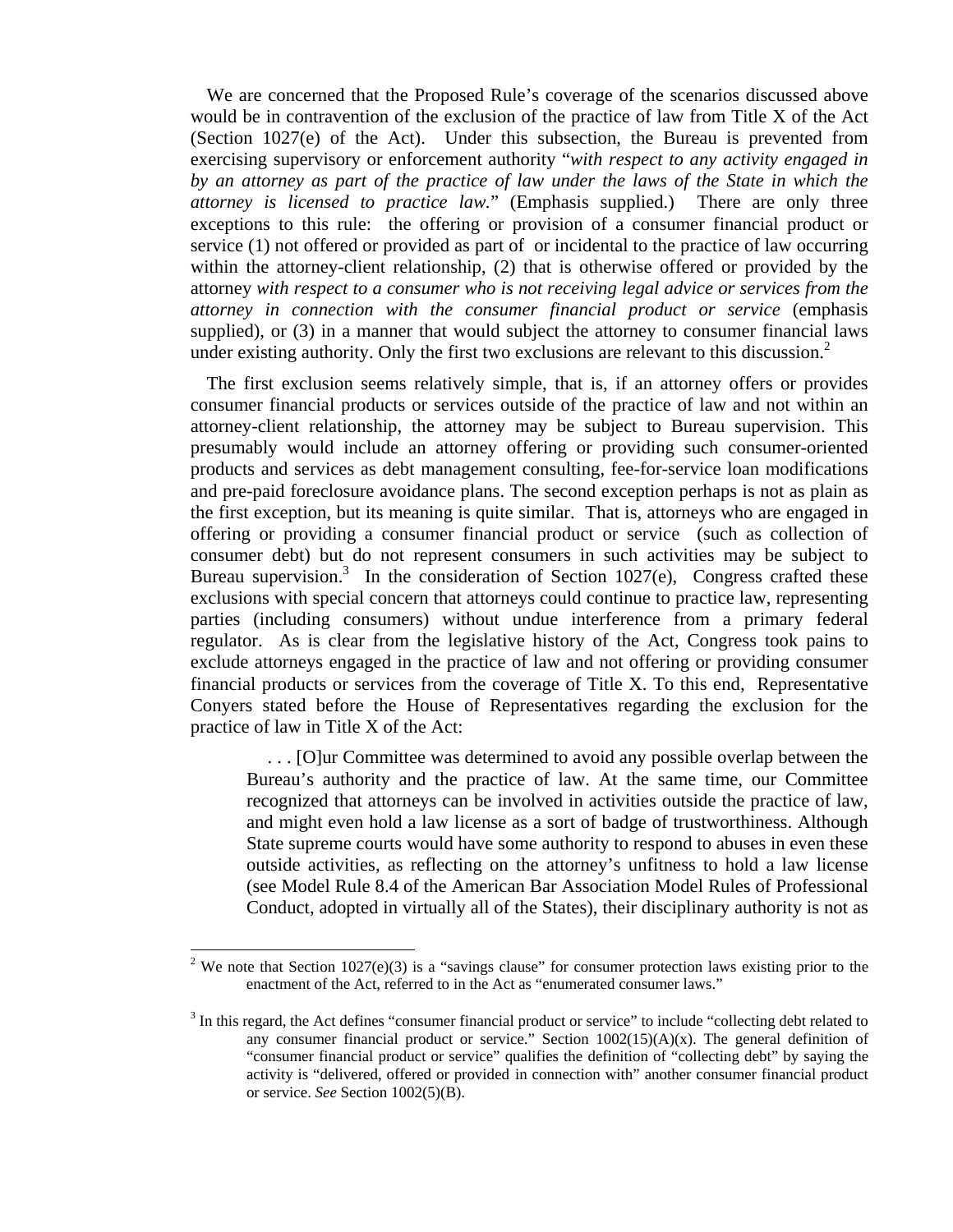We are concerned that the Proposed Rule's coverage of the scenarios discussed above would be in contravention of the exclusion of the practice of law from Title X of the Act (Section 1027(e) of the Act). Under this subsection, the Bureau is prevented from exercising supervisory or enforcement authority "*with respect to any activity engaged in by an attorney as part of the practice of law under the laws of the State in which the attorney is licensed to practice law.*" (Emphasis supplied.) There are only three exceptions to this rule: the offering or provision of a consumer financial product or service (1) not offered or provided as part of or incidental to the practice of law occurring within the attorney-client relationship, (2) that is otherwise offered or provided by the attorney *with respect to a consumer who is not receiving legal advice or services from the attorney in connection with the consumer financial product or service* (emphasis supplied), or (3) in a manner that would subject the attorney to consumer financial laws under existing authority. Only the first two exclusions are relevant to this discussion.[2]

The first exclusion seems relatively simple, that is, if an attorney offers or provides consumer financial products or services outside of the practice of law and not within an attorney-client relationship, the attorney may be subject to Bureau supervision. This presumably would include an attorney offering or providing such consumer-oriented products and services as debt management consulting, fee-for-service loan modifications and pre-paid foreclosure avoidance plans. The second exception perhaps is not as plain as the first exception, but its meaning is quite similar. That is, attorneys who are engaged in offering or providing a consumer financial product or service (such as collection of consumer debt) but do not represent consumers in such activities may be subject to Bureau supervision.[3] In the consideration of Section 1027(e), Congress crafted these exclusions with special concern that attorneys could continue to practice law, representing parties (including consumers) without undue interference from a primary federal regulator. As is clear from the legislative history of the Act, Congress took pains to exclude attorneys engaged in the practice of law and not offering or providing consumer financial products or services from the coverage of Title X. To this end, Representative Conyers stated before the House of Representatives regarding the exclusion for the practice of law in Title X of the Act:

> . . . [O]ur Committee was determined to avoid any possible overlap between the Bureau's authority and the practice of law. At the same time, our Committee recognized that attorneys can be involved in activities outside the practice of law, and might even hold a law license as a sort of badge of trustworthiness. Although State supreme courts would have some authority to respond to abuses in even these outside activities, as reflecting on the attorney's unfitness to hold a law license (see Model Rule 8.4 of the American Bar Association Model Rules of Professional Conduct, adopted in virtually all of the States), their disciplinary authority is not as

---

[2] We note that Section 1027(e)(3) is a "savings clause" for consumer protection laws existing prior to the enactment of the Act, referred to in the Act as "enumerated consumer laws."

[3] In this regard, the Act defines "consumer financial product or service" to include "collecting debt related to any consumer financial product or service." Section 1002(15)(A)(x). The general definition of "consumer financial product or service" qualifies the definition of "collecting debt" by saying the activity is "delivered, offered or provided in connection with" another consumer financial product or service. *See* Section 1002(5)(B).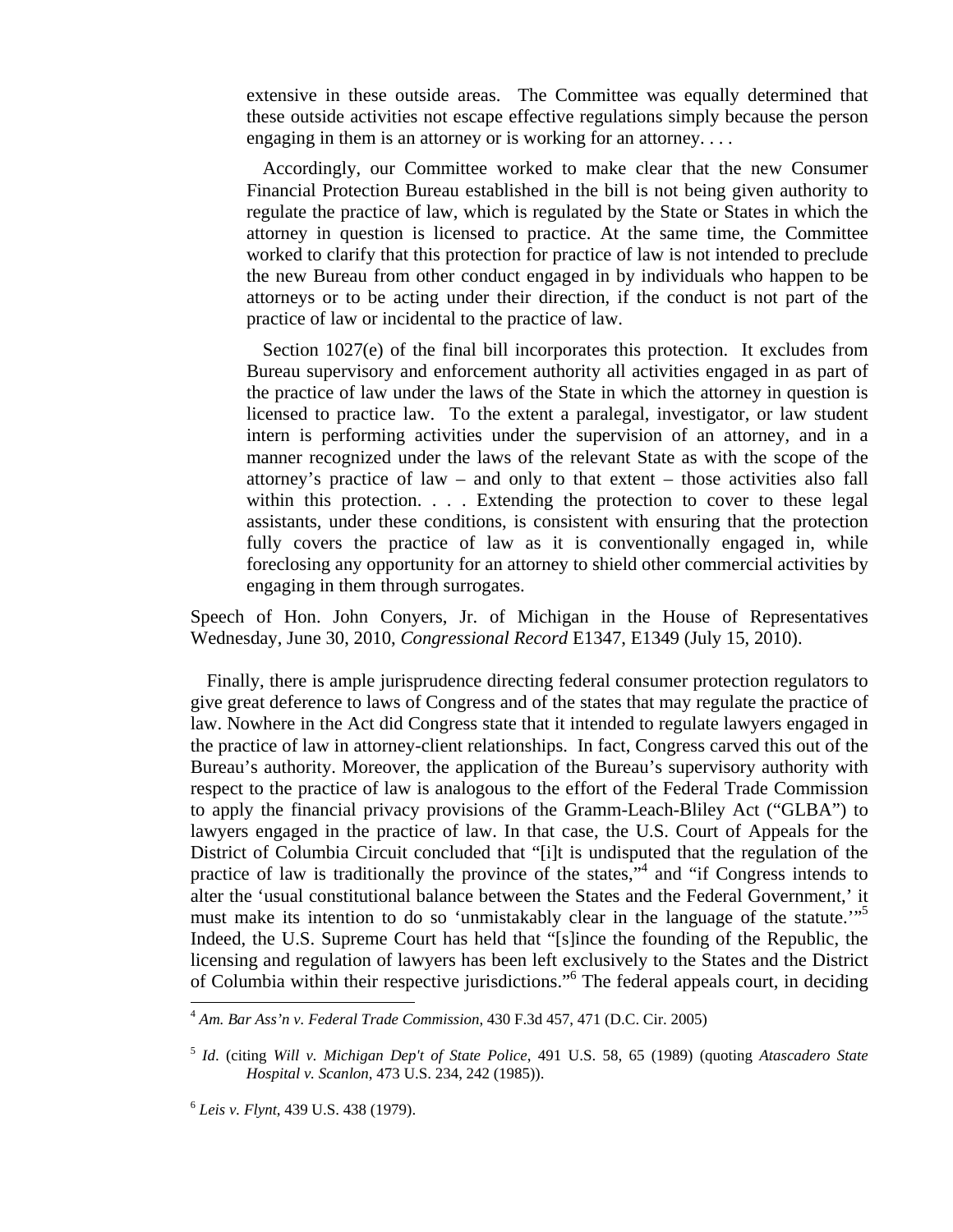> extensive in these outside areas. The Committee was equally determined that these outside activities not escape effective regulations simply because the person engaging in them is an attorney or is working for an attorney. . . .
>
> Accordingly, our Committee worked to make clear that the new Consumer Financial Protection Bureau established in the bill is not being given authority to regulate the practice of law, which is regulated by the State or States in which the attorney in question is licensed to practice. At the same time, the Committee worked to clarify that this protection for practice of law is not intended to preclude the new Bureau from other conduct engaged in by individuals who happen to be attorneys or to be acting under their direction, if the conduct is not part of the practice of law or incidental to the practice of law.
>
> Section 1027(e) of the final bill incorporates this protection. It excludes from Bureau supervisory and enforcement authority all activities engaged in as part of the practice of law under the laws of the State in which the attorney in question is licensed to practice law. To the extent a paralegal, investigator, or law student intern is performing activities under the supervision of an attorney, and in a manner recognized under the laws of the relevant State as with the scope of the attorney's practice of law – and only to that extent – those activities also fall within this protection. . . . Extending the protection to cover to these legal assistants, under these conditions, is consistent with ensuring that the protection fully covers the practice of law as it is conventionally engaged in, while foreclosing any opportunity for an attorney to shield other commercial activities by engaging in them through surrogates.

Speech of Hon. John Conyers, Jr. of Michigan in the House of Representatives Wednesday, June 30, 2010, *Congressional Record* E1347, E1349 (July 15, 2010).

Finally, there is ample jurisprudence directing federal consumer protection regulators to give great deference to laws of Congress and of the states that may regulate the practice of law. Nowhere in the Act did Congress state that it intended to regulate lawyers engaged in the practice of law in attorney-client relationships. In fact, Congress carved this out of the Bureau's authority. Moreover, the application of the Bureau's supervisory authority with respect to the practice of law is analogous to the effort of the Federal Trade Commission to apply the financial privacy provisions of the Gramm-Leach-Bliley Act ("GLBA") to lawyers engaged in the practice of law. In that case, the U.S. Court of Appeals for the District of Columbia Circuit concluded that "[i]t is undisputed that the regulation of the practice of law is traditionally the province of the states,"[4] and "if Congress intends to alter the 'usual constitutional balance between the States and the Federal Government,' it must make its intention to do so 'unmistakably clear in the language of the statute.'"[5] Indeed, the U.S. Supreme Court has held that "[s]ince the founding of the Republic, the licensing and regulation of lawyers has been left exclusively to the States and the District of Columbia within their respective jurisdictions."[6] The federal appeals court, in deciding

---

[4] *Am. Bar Ass'n v. Federal Trade Commission*, 430 F.3d 457, 471 (D.C. Cir. 2005)

[5] *Id*. (citing *Will v. Michigan Dep't of State Police*, 491 U.S. 58, 65 (1989) (quoting *Atascadero State Hospital v. Scanlon*, 473 U.S. 234, 242 (1985)).

[6] *Leis v. Flynt*, 439 U.S. 438 (1979).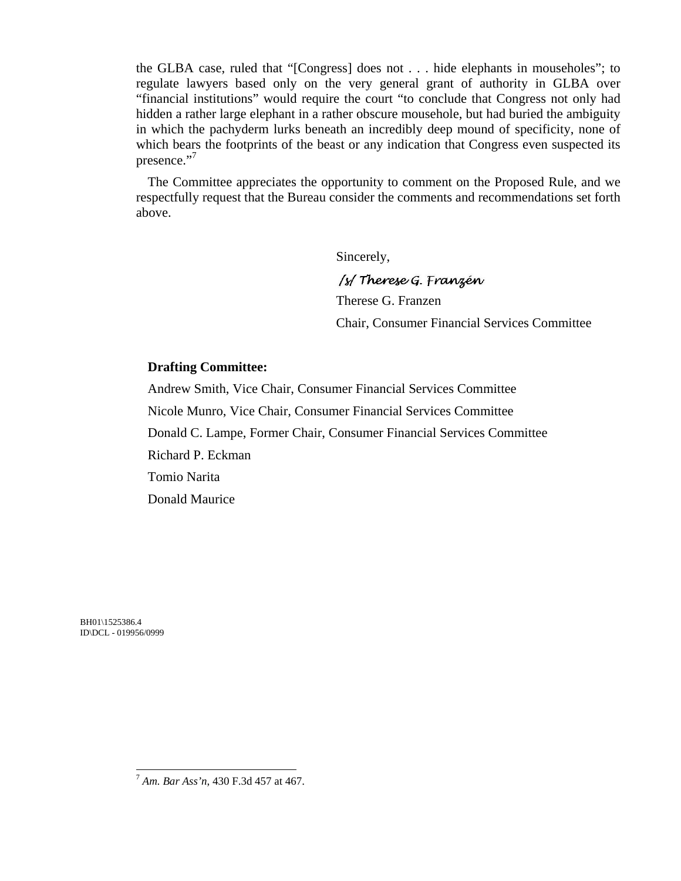the GLBA case, ruled that "[Congress] does not . . . hide elephants in mouseholes"; to regulate lawyers based only on the very general grant of authority in GLBA over "financial institutions" would require the court "to conclude that Congress not only had hidden a rather large elephant in a rather obscure mousehole, but had buried the ambiguity in which the pachyderm lurks beneath an incredibly deep mound of specificity, none of which bears the footprints of the beast or any indication that Congress even suspected its presence."[7]

The Committee appreciates the opportunity to comment on the Proposed Rule, and we respectfully request that the Bureau consider the comments and recommendations set forth above.

Sincerely,

/s/ Therese G. Franzén

Therese G. Franzen

Chair, Consumer Financial Services Committee

**Drafting Committee:**

Andrew Smith, Vice Chair, Consumer Financial Services Committee

Nicole Munro, Vice Chair, Consumer Financial Services Committee

Donald C. Lampe, Former Chair, Consumer Financial Services Committee

Richard P. Eckman

Tomio Narita

Donald Maurice

BH01\1525386.4
ID\DCL - 019956/0999

[7] *Am. Bar Ass'n*, 430 F.3d 457 at 467.